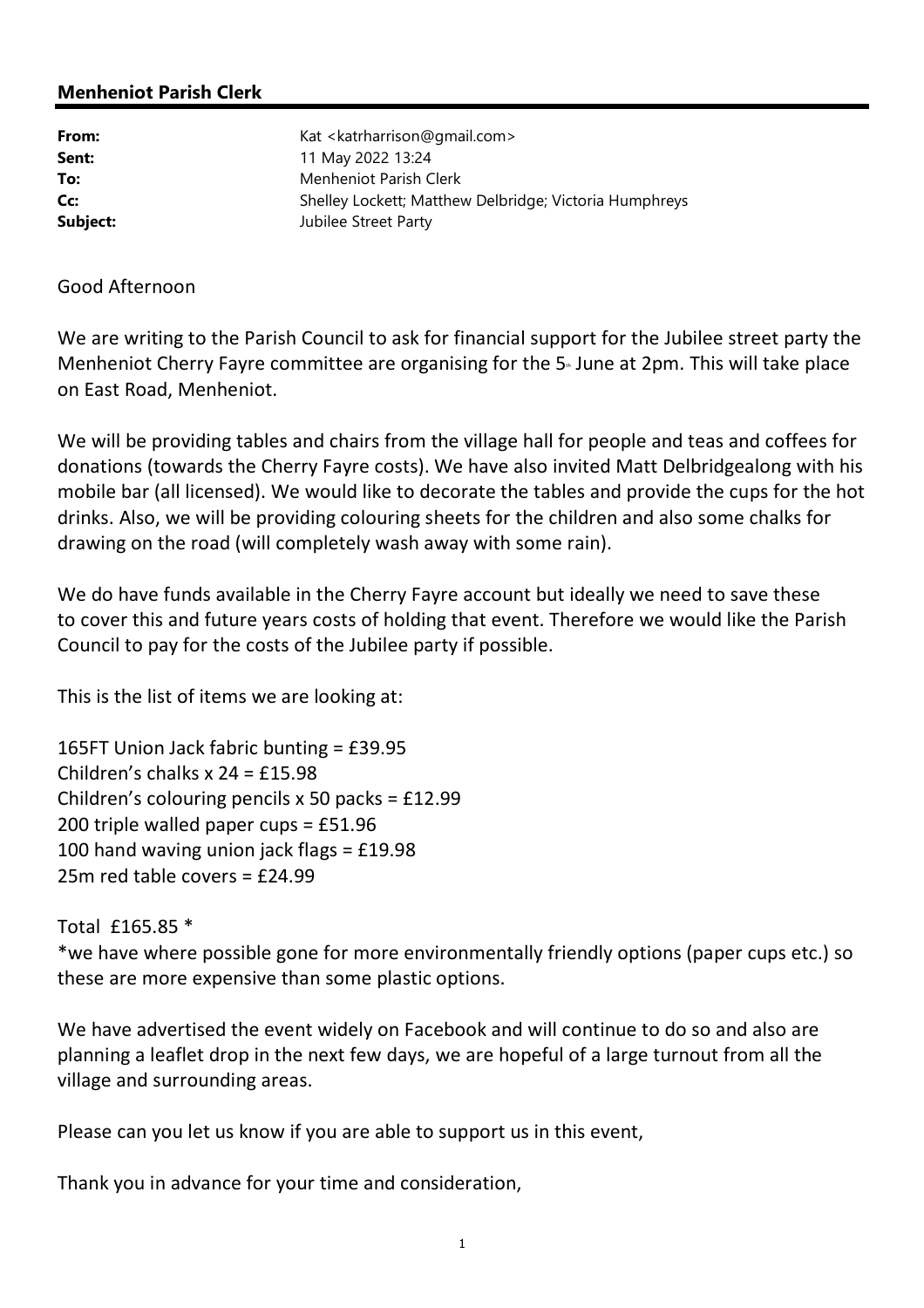**Menheniot Parish Clerk**

| | |
|---|---|
| **From:** | Kat <katrharrison@gmail.com> |
| **Sent:** | 11 May 2022 13:24 |
| **To:** | Menheniot Parish Clerk |
| **Cc:** | Shelley Lockett; Matthew Delbridge; Victoria Humphreys |
| **Subject:** | Jubilee Street Party |

Good Afternoon

We are writing to the Parish Council to ask for financial support for the Jubilee street party the Menheniot Cherry Fayre committee are organising for the 5th June at 2pm. This will take place on East Road, Menheniot.

We will be providing tables and chairs from the village hall for people and teas and coffees for donations (towards the Cherry Fayre costs). We have also invited Matt Delbridgealong with his mobile bar (all licensed). We would like to decorate the tables and provide the cups for the hot drinks. Also, we will be providing colouring sheets for the children and also some chalks for drawing on the road (will completely wash away with some rain).

We do have funds available in the Cherry Fayre account but ideally we need to save these to cover this and future years costs of holding that event. Therefore we would like the Parish Council to pay for the costs of the Jubilee party if possible.

This is the list of items we are looking at:

165FT Union Jack fabric bunting = £39.95
Children's chalks x 24 = £15.98
Children's colouring pencils x 50 packs = £12.99
200 triple walled paper cups = £51.96
100 hand waving union jack flags = £19.98
25m red table covers = £24.99

Total £165.85 *
*we have where possible gone for more environmentally friendly options (paper cups etc.) so these are more expensive than some plastic options.

We have advertised the event widely on Facebook and will continue to do so and also are planning a leaflet drop in the next few days, we are hopeful of a large turnout from all the village and surrounding areas.

Please can you let us know if you are able to support us in this event,

Thank you in advance for your time and consideration,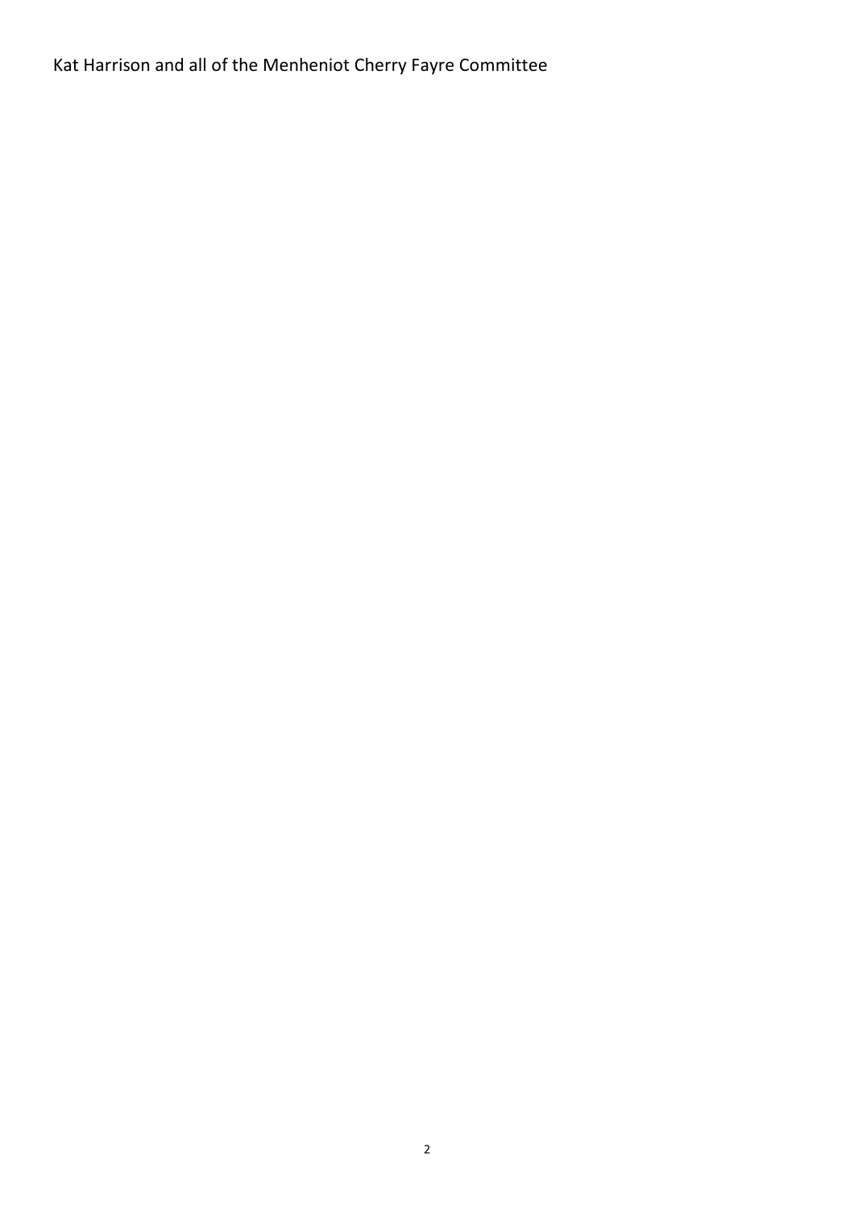Kat Harrison and all of the Menheniot Cherry Fayre Committee